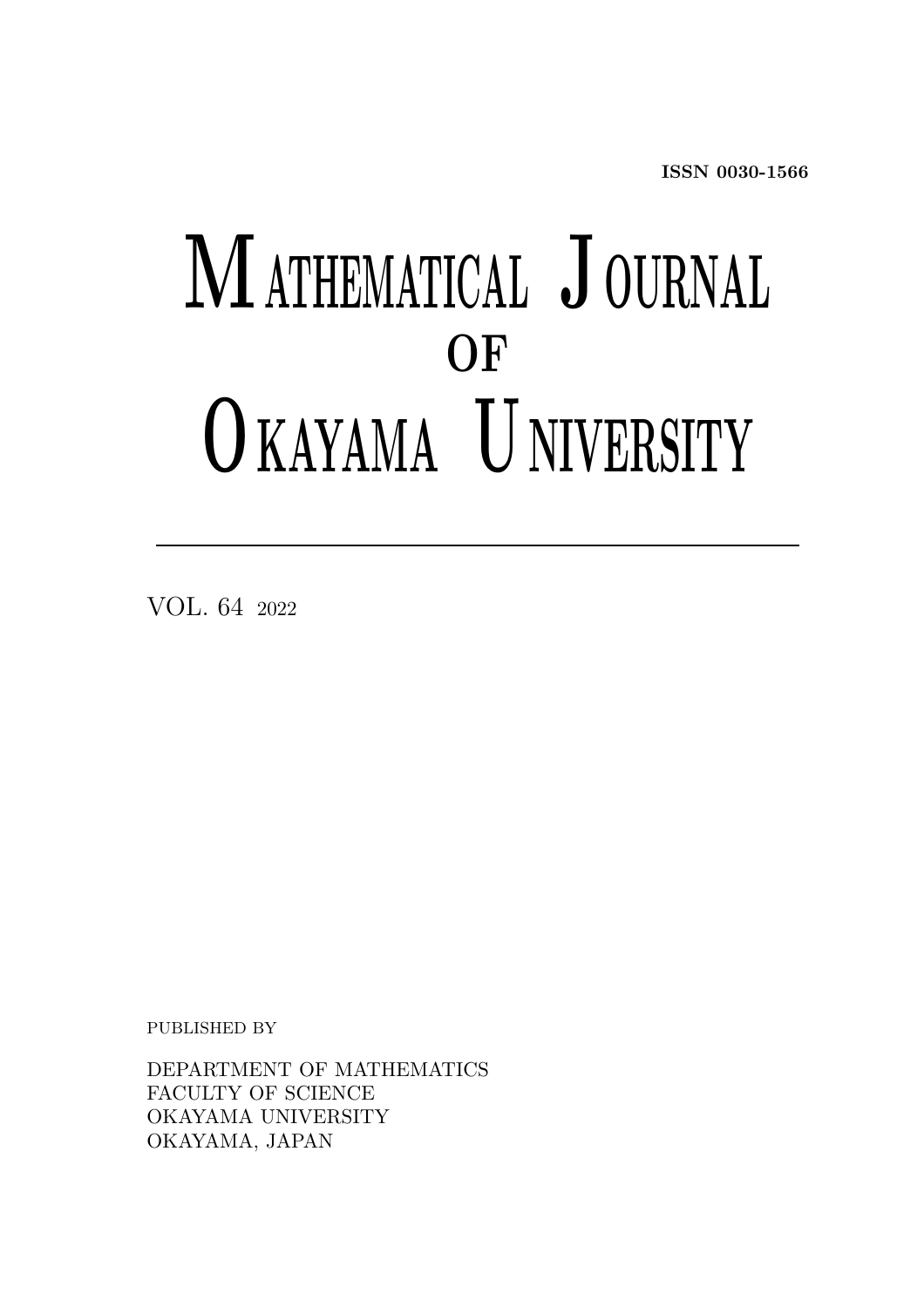**ISSN 0030-1566**

# MATHEMATICAL JOURNAL
# OF
# OKAYAMA UNIVERSITY

---

VOL. 64 2022

PUBLISHED BY

DEPARTMENT OF MATHEMATICS
FACULTY OF SCIENCE
OKAYAMA UNIVERSITY
OKAYAMA, JAPAN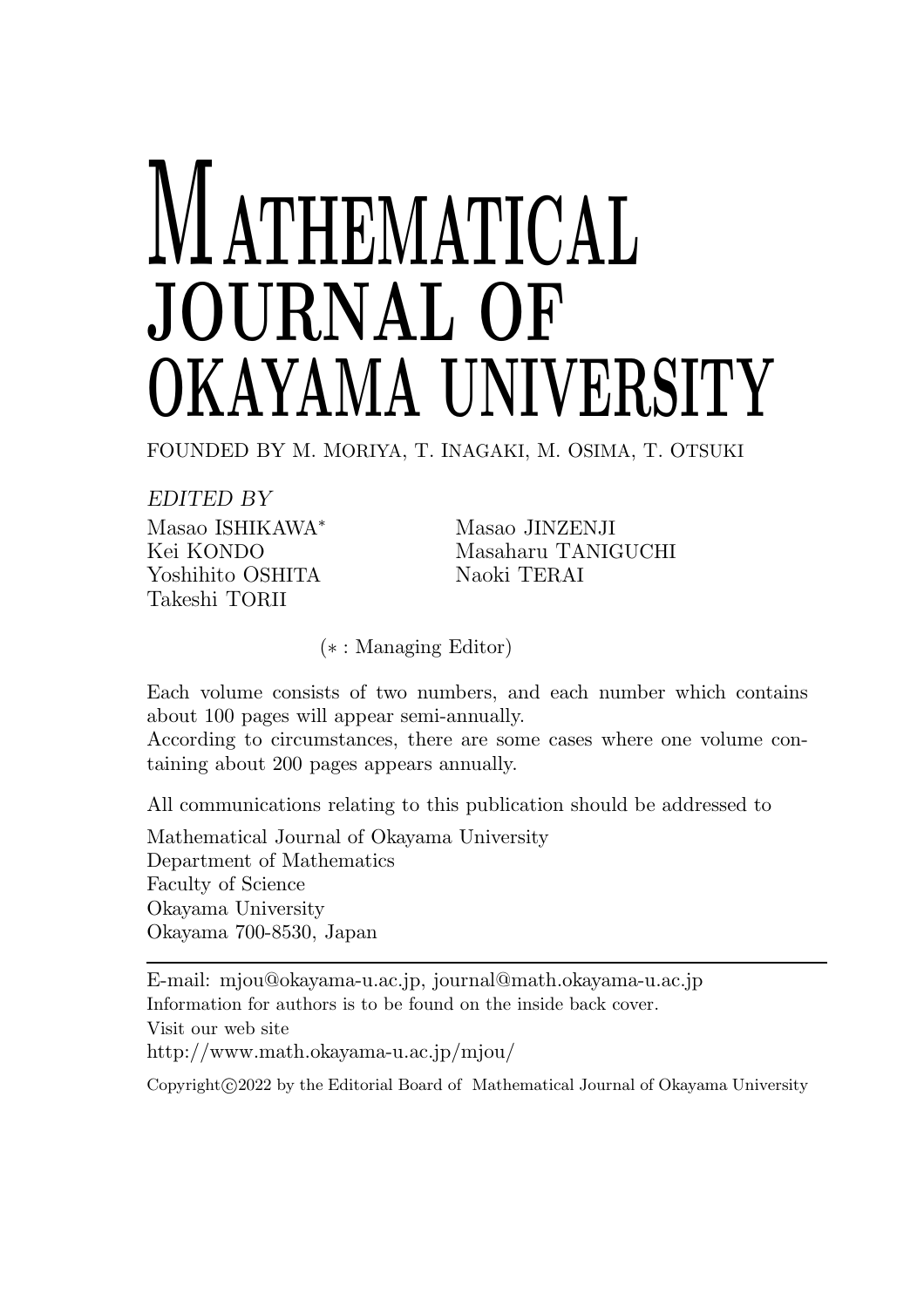# MATHEMATICAL JOURNAL OF OKAYAMA UNIVERSITY

FOUNDED BY M. MORIYA, T. INAGAKI, M. OSIMA, T. OTSUKI

*EDITED BY*

Masao ISHIKAWA*
Kei KONDO
Yoshihito OSHITA
Takeshi TORII
Masao JINZENJI
Masaharu TANIGUCHI
Naoki TERAI

(* : Managing Editor)

Each volume consists of two numbers, and each number which contains about 100 pages will appear semi-annually.
According to circumstances, there are some cases where one volume containing about 200 pages appears annually.

All communications relating to this publication should be addressed to

Mathematical Journal of Okayama University
Department of Mathematics
Faculty of Science
Okayama University
Okayama 700-8530, Japan

---

E-mail: mjou@okayama-u.ac.jp, journal@math.okayama-u.ac.jp
Information for authors is to be found on the inside back cover.
Visit our web site
http://www.math.okayama-u.ac.jp/mjou/

Copyright©2022 by the Editorial Board of Mathematical Journal of Okayama University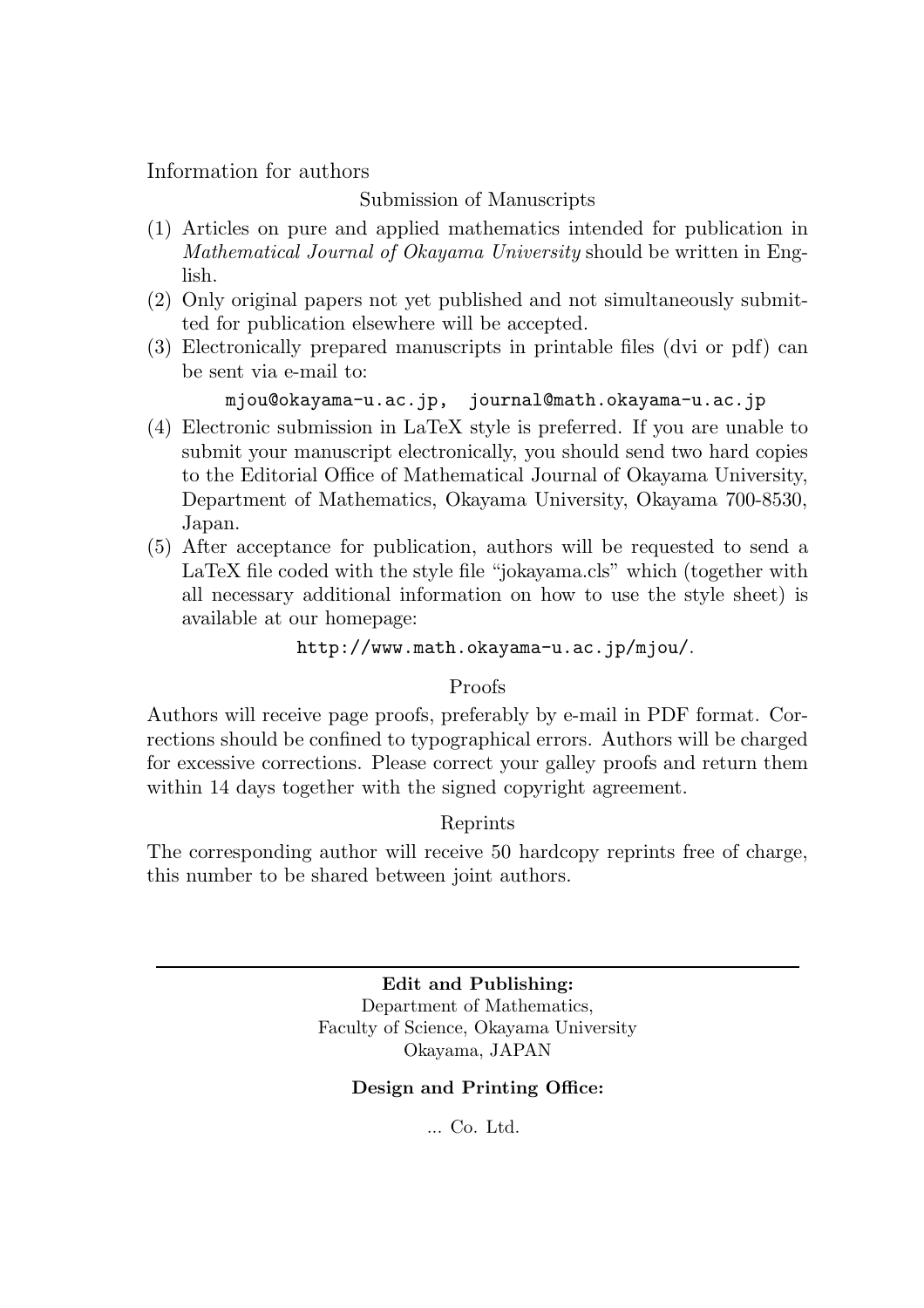# Information for authors

## Submission of Manuscripts

(1) Articles on pure and applied mathematics intended for publication in *Mathematical Journal of Okayama University* should be written in English.

(2) Only original papers not yet published and not simultaneously submitted for publication elsewhere will be accepted.

(3) Electronically prepared manuscripts in printable files (dvi or pdf) can be sent via e-mail to:

`mjou@okayama-u.ac.jp, journal@math.okayama-u.ac.jp`

(4) Electronic submission in LaTeX style is preferred. If you are unable to submit your manuscript electronically, you should send two hard copies to the Editorial Office of Mathematical Journal of Okayama University, Department of Mathematics, Okayama University, Okayama 700-8530, Japan.

(5) After acceptance for publication, authors will be requested to send a LaTeX file coded with the style file "jokayama.cls" which (together with all necessary additional information on how to use the style sheet) is available at our homepage:

`http://www.math.okayama-u.ac.jp/mjou/`.

## Proofs

Authors will receive page proofs, preferably by e-mail in PDF format. Corrections should be confined to typographical errors. Authors will be charged for excessive corrections. Please correct your galley proofs and return them within 14 days together with the signed copyright agreement.

## Reprints

The corresponding author will receive 50 hardcopy reprints free of charge, this number to be shared between joint authors.

---

**Edit and Publishing:**
Department of Mathematics,
Faculty of Science, Okayama University
Okayama, JAPAN

**Design and Printing Office:**

... Co. Ltd.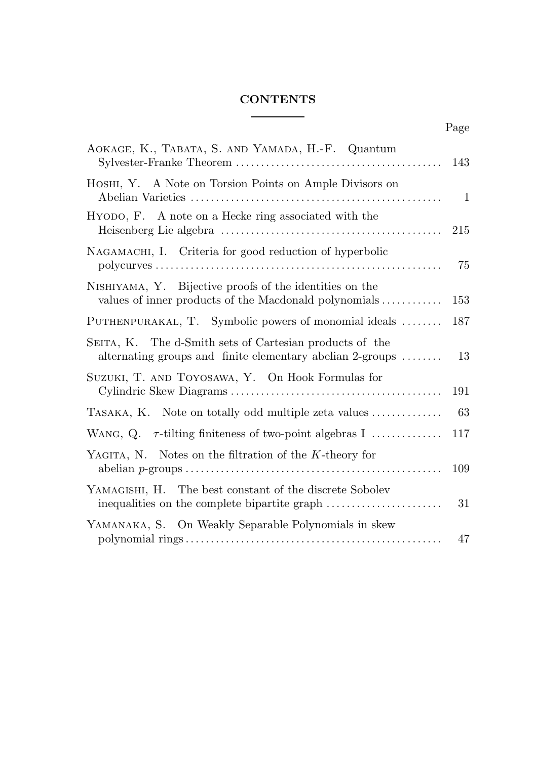# CONTENTS

| | Page |
|---|---|
| AOKAGE, K., TABATA, S. AND YAMADA, H.-F. Quantum Sylvester-Franke Theorem | 143 |
| HOSHI, Y. A Note on Torsion Points on Ample Divisors on Abelian Varieties | 1 |
| HYODO, F. A note on a Hecke ring associated with the Heisenberg Lie algebra | 215 |
| NAGAMACHI, I. Criteria for good reduction of hyperbolic polycurves | 75 |
| NISHIYAMA, Y. Bijective proofs of the identities on the values of inner products of the Macdonald polynomials | 153 |
| PUTHENPURAKAL, T. Symbolic powers of monomial ideals | 187 |
| SEITA, K. The d-Smith sets of Cartesian products of the alternating groups and finite elementary abelian 2-groups | 13 |
| SUZUKI, T. AND TOYOSAWA, Y. On Hook Formulas for Cylindric Skew Diagrams | 191 |
| TASAKA, K. Note on totally odd multiple zeta values | 63 |
| WANG, Q. $\tau$-tilting finiteness of two-point algebras I | 117 |
| YAGITA, N. Notes on the filtration of the $K$-theory for abelian $p$-groups | 109 |
| YAMAGISHI, H. The best constant of the discrete Sobolev inequalities on the complete bipartite graph | 31 |
| YAMANAKA, S. On Weakly Separable Polynomials in skew polynomial rings | 47 |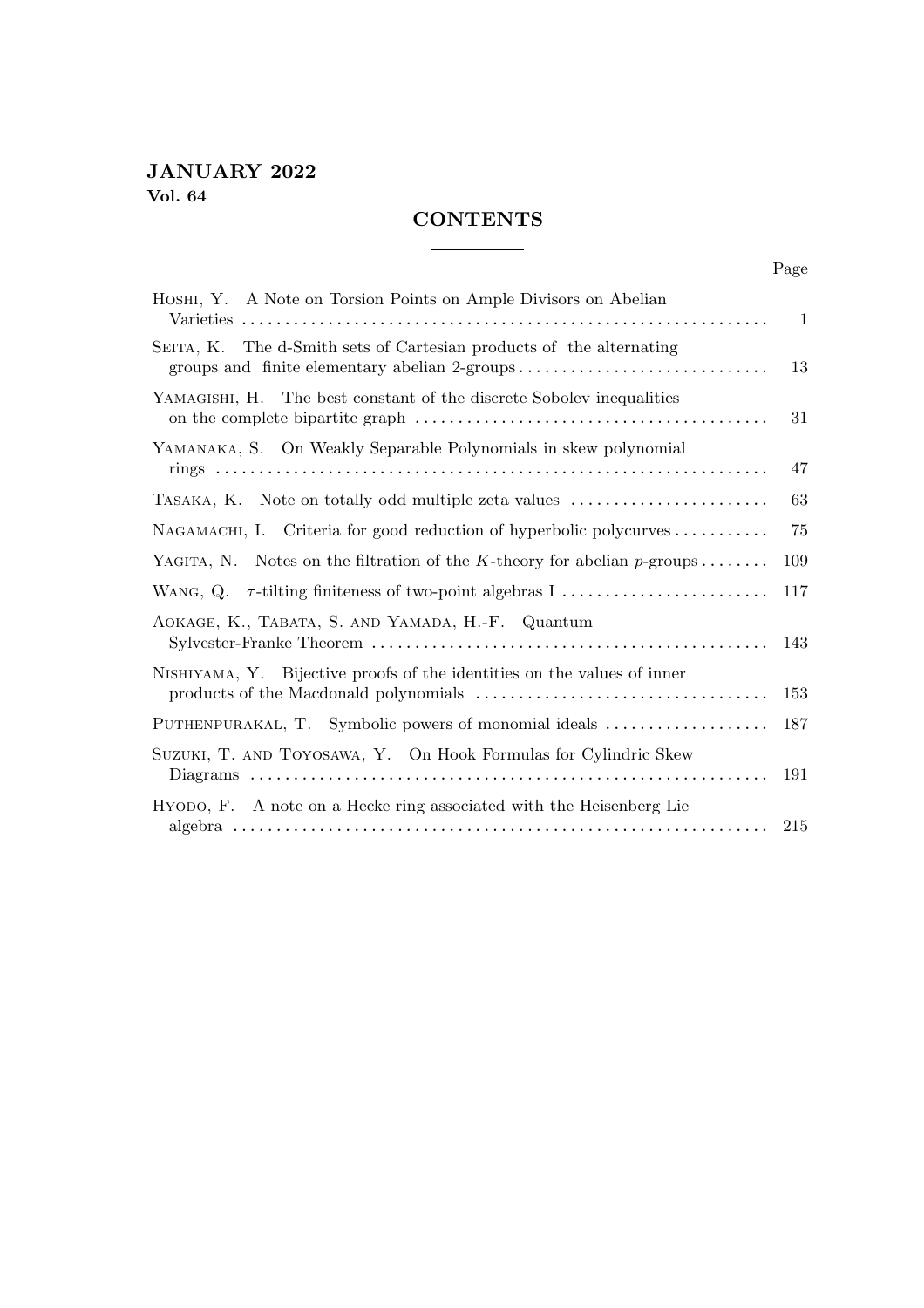**JANUARY 2022**
**Vol. 64**

## CONTENTS

| | Page |
|---|---|
| HOSHI, Y. A Note on Torsion Points on Ample Divisors on Abelian Varieties | 1 |
| SEITA, K. The d-Smith sets of Cartesian products of the alternating groups and finite elementary abelian 2-groups | 13 |
| YAMAGISHI, H. The best constant of the discrete Sobolev inequalities on the complete bipartite graph | 31 |
| YAMANAKA, S. On Weakly Separable Polynomials in skew polynomial rings | 47 |
| TASAKA, K. Note on totally odd multiple zeta values | 63 |
| NAGAMACHI, I. Criteria for good reduction of hyperbolic polycurves | 75 |
| YAGITA, N. Notes on the filtration of the $K$-theory for abelian $p$-groups | 109 |
| WANG, Q. $\tau$-tilting finiteness of two-point algebras I | 117 |
| AOKAGE, K., TABATA, S. AND YAMADA, H.-F. Quantum Sylvester-Franke Theorem | 143 |
| NISHIYAMA, Y. Bijective proofs of the identities on the values of inner products of the Macdonald polynomials | 153 |
| PUTHENPURAKAL, T. Symbolic powers of monomial ideals | 187 |
| SUZUKI, T. AND TOYOSAWA, Y. On Hook Formulas for Cylindric Skew Diagrams | 191 |
| HYODO, F. A note on a Hecke ring associated with the Heisenberg Lie algebra | 215 |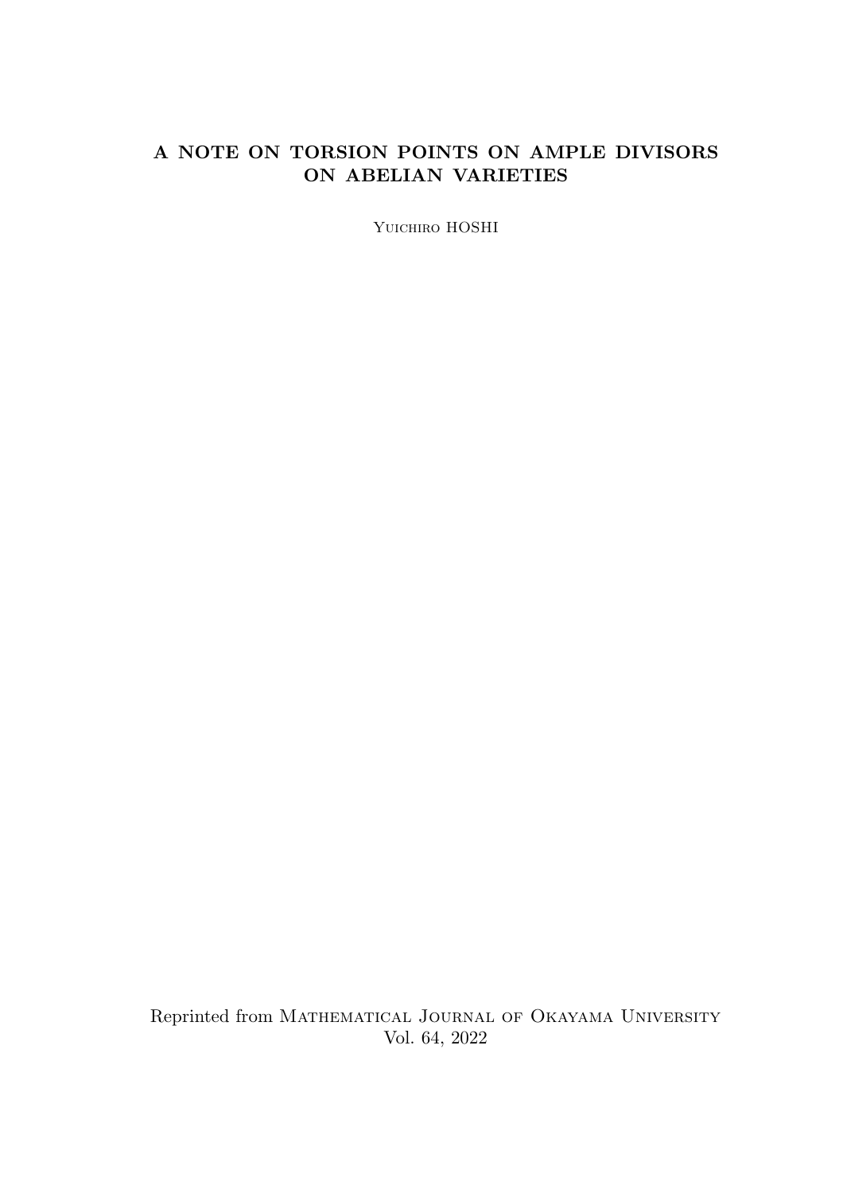# A NOTE ON TORSION POINTS ON AMPLE DIVISORS ON ABELIAN VARIETIES

Yuichiro HOSHI

Reprinted from Mathematical Journal of Okayama University
Vol. 64, 2022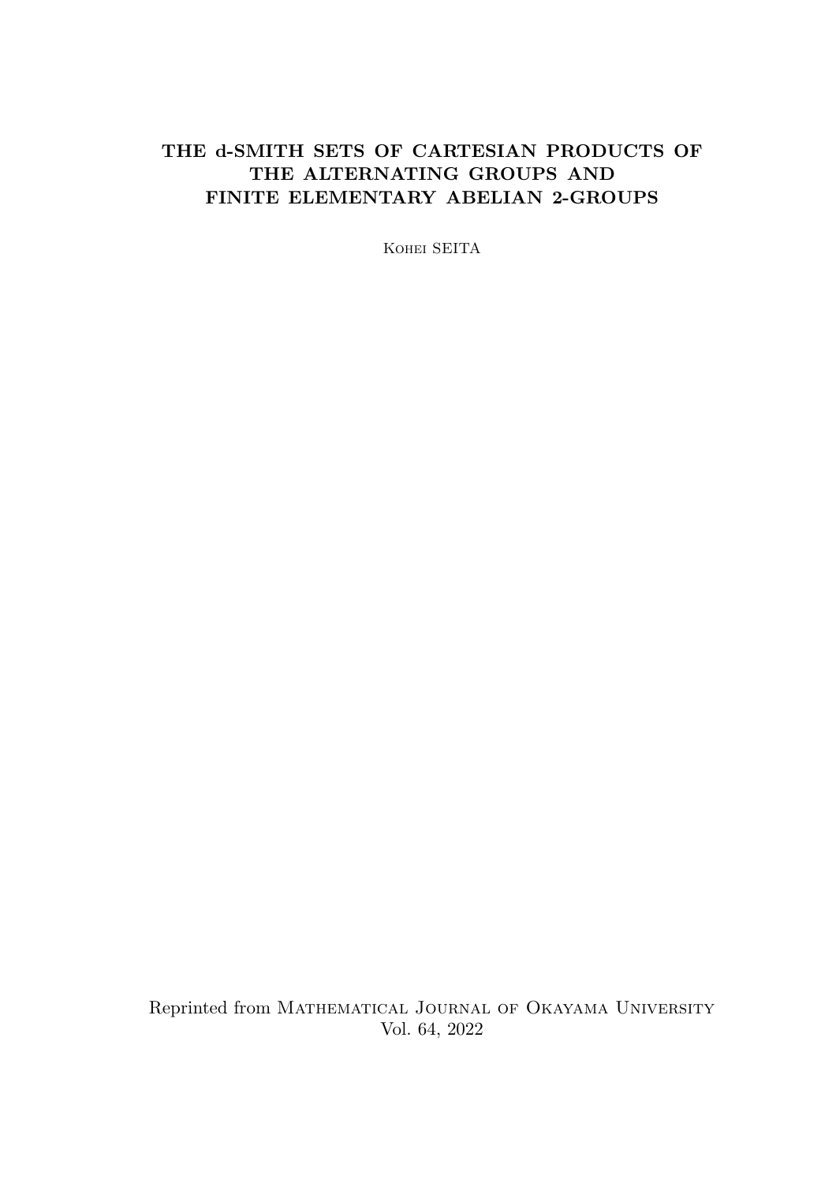# THE d-SMITH SETS OF CARTESIAN PRODUCTS OF THE ALTERNATING GROUPS AND FINITE ELEMENTARY ABELIAN 2-GROUPS

Kohei SEITA

Reprinted from Mathematical Journal of Okayama University
Vol. 64, 2022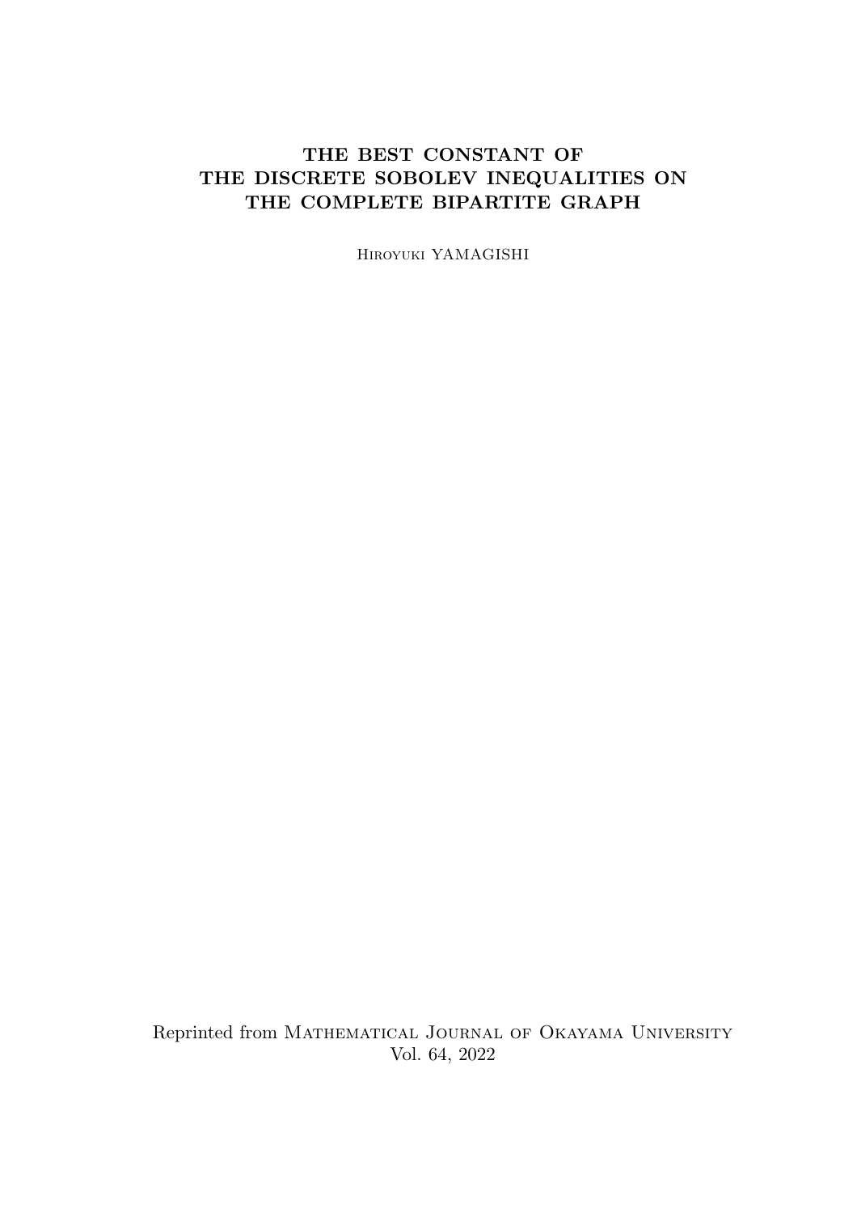**THE BEST CONSTANT OF THE DISCRETE SOBOLEV INEQUALITIES ON THE COMPLETE BIPARTITE GRAPH**

Hiroyuki YAMAGISHI

Reprinted from Mathematical Journal of Okayama University
Vol. 64, 2022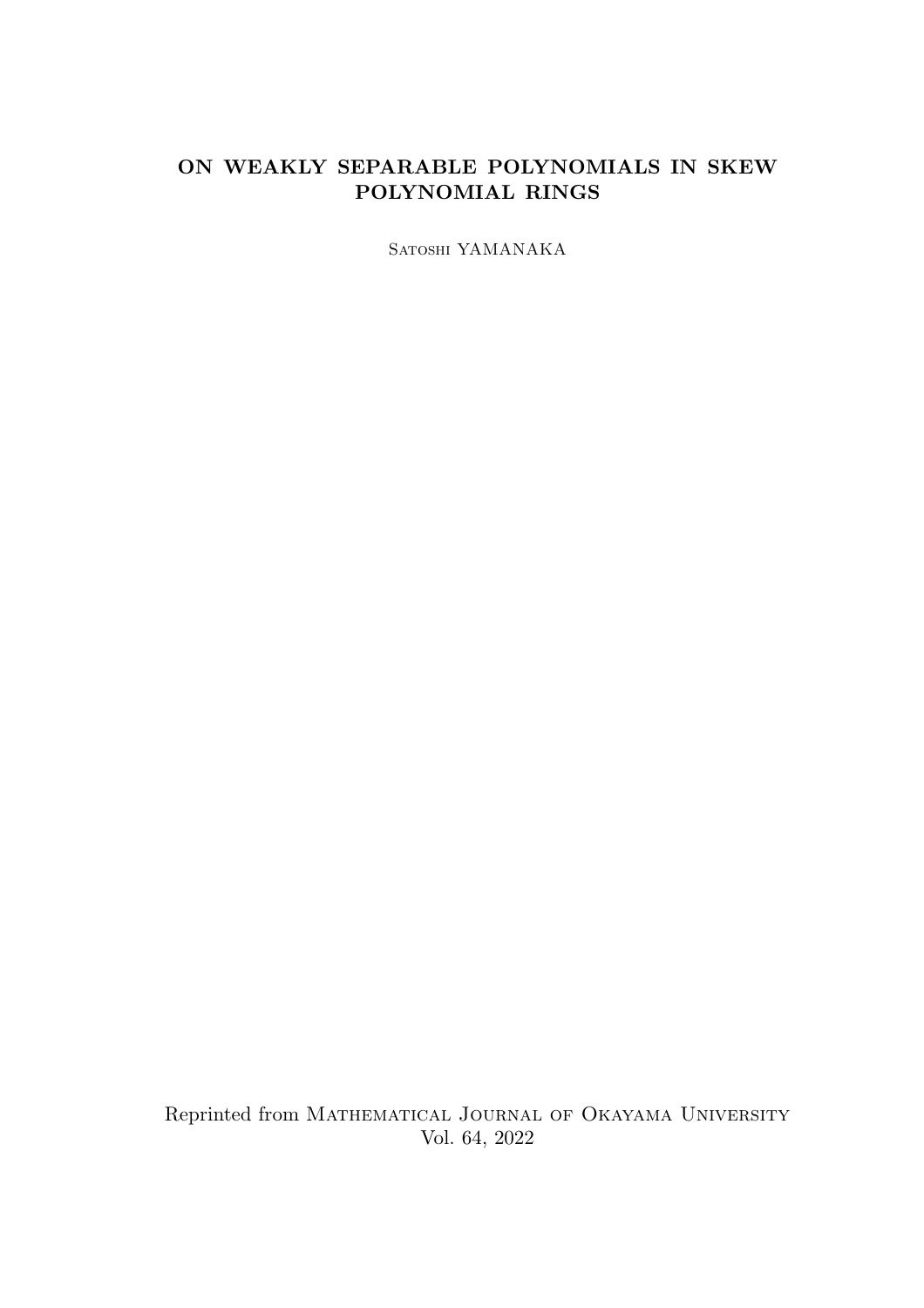**ON WEAKLY SEPARABLE POLYNOMIALS IN SKEW POLYNOMIAL RINGS**

Satoshi YAMANAKA

Reprinted from Mathematical Journal of Okayama University
Vol. 64, 2022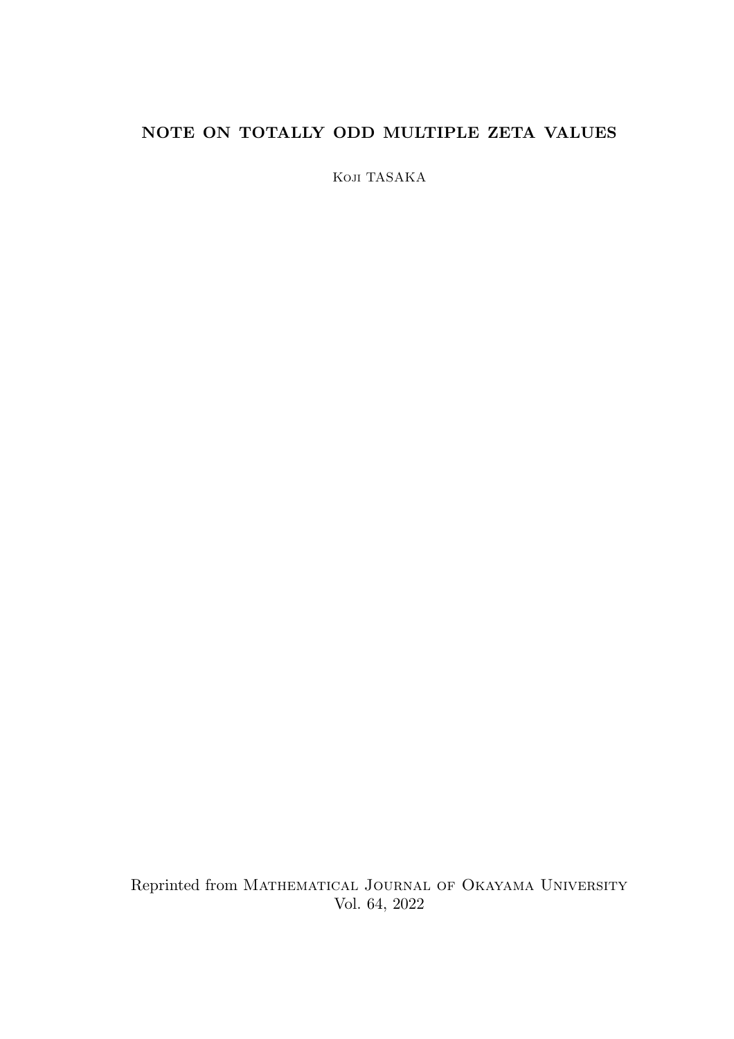**NOTE ON TOTALLY ODD MULTIPLE ZETA VALUES**

Koji TASAKA

Reprinted from Mathematical Journal of Okayama University
Vol. 64, 2022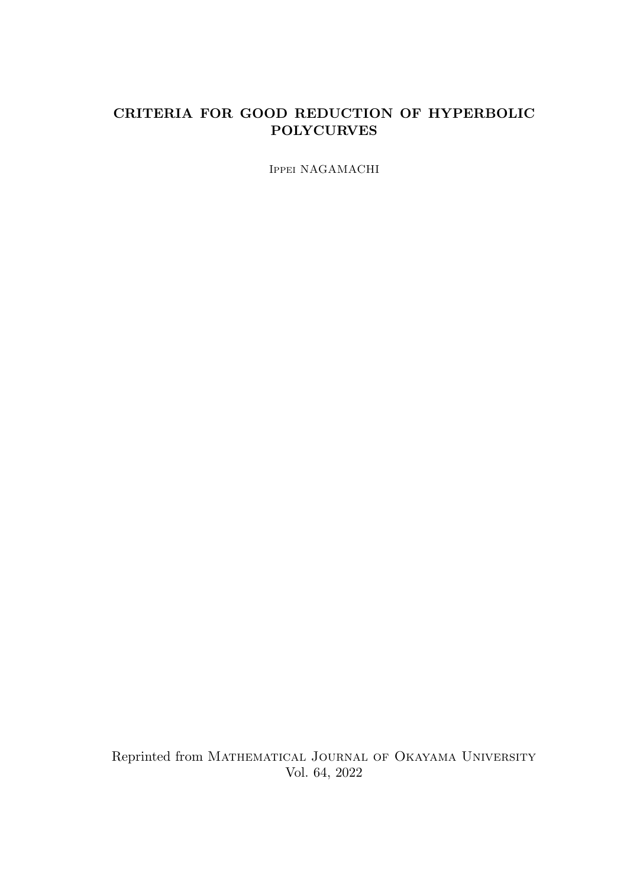# CRITERIA FOR GOOD REDUCTION OF HYPERBOLIC POLYCURVES

Ippei NAGAMACHI

Reprinted from Mathematical Journal of Okayama University
Vol. 64, 2022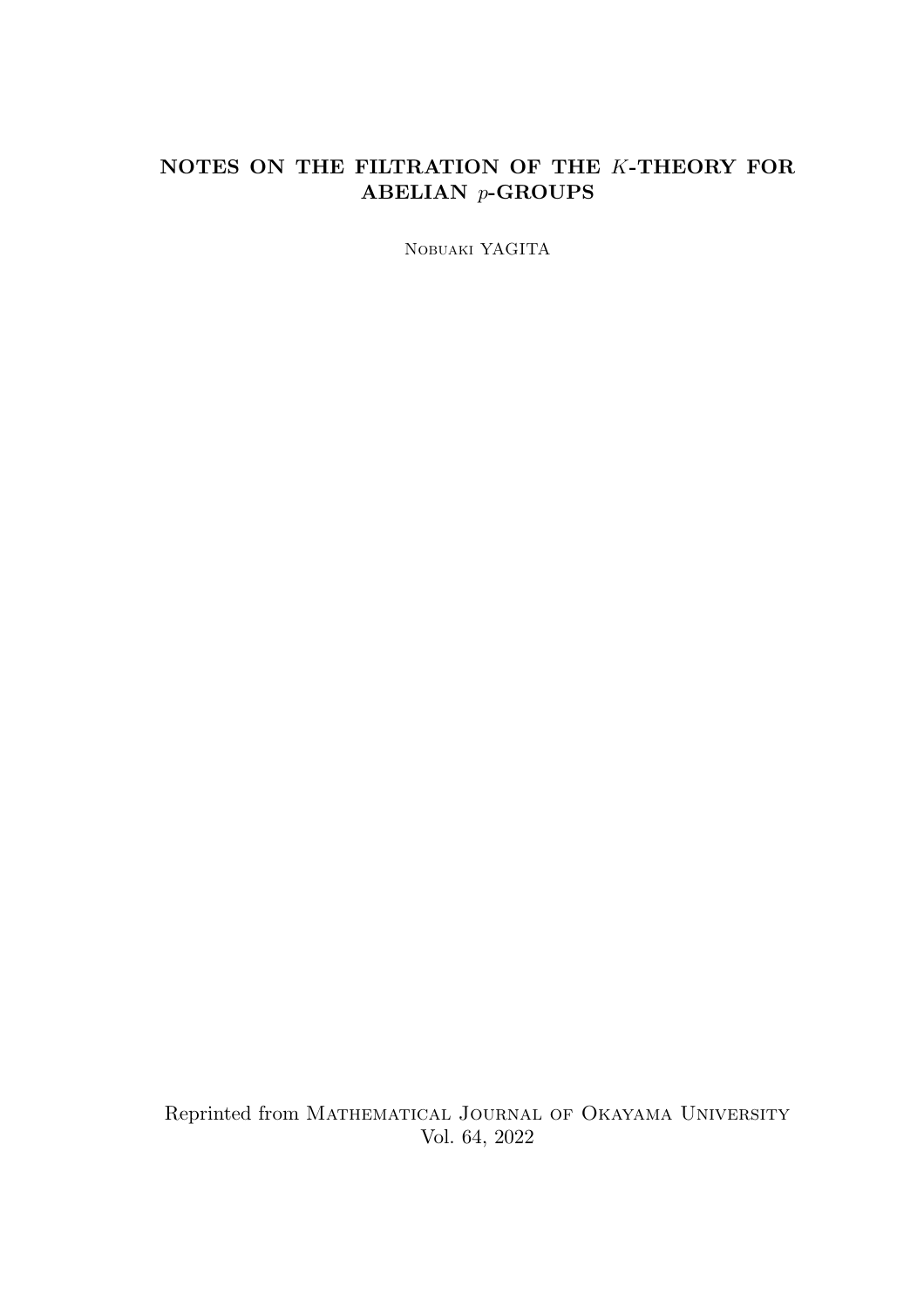**NOTES ON THE FILTRATION OF THE $K$-THEORY FOR ABELIAN $p$-GROUPS**

Nobuaki YAGITA

Reprinted from Mathematical Journal of Okayama University
Vol. 64, 2022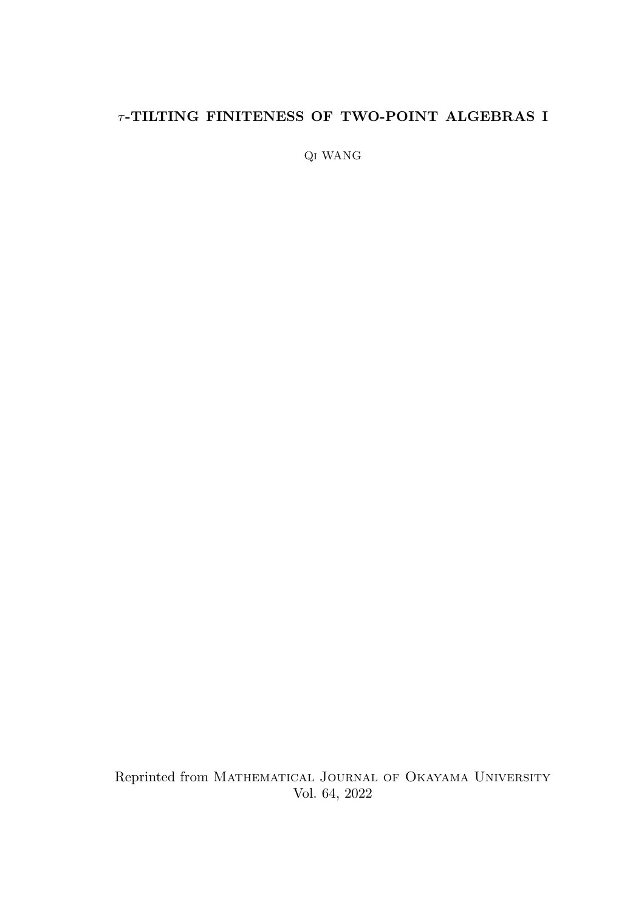# $\tau$-TILTING FINITENESS OF TWO-POINT ALGEBRAS I

Qi WANG

Reprinted from Mathematical Journal of Okayama University
Vol. 64, 2022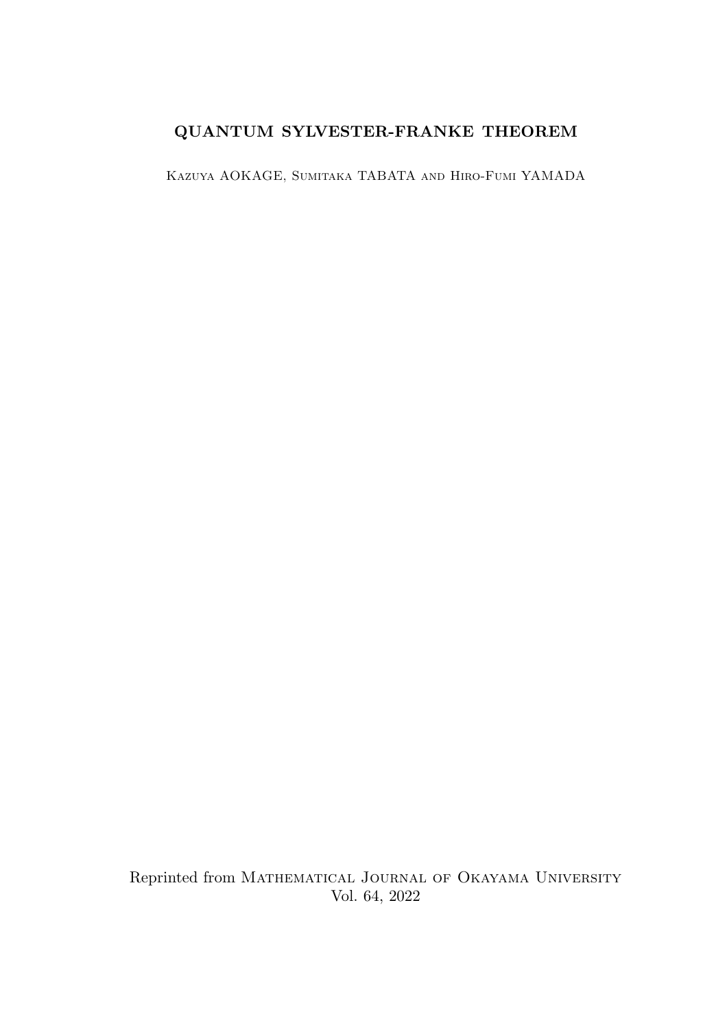**QUANTUM SYLVESTER-FRANKE THEOREM**

Kazuya AOKAGE, Sumitaka TABATA and Hiro-Fumi YAMADA

Reprinted from Mathematical Journal of Okayama University
Vol. 64, 2022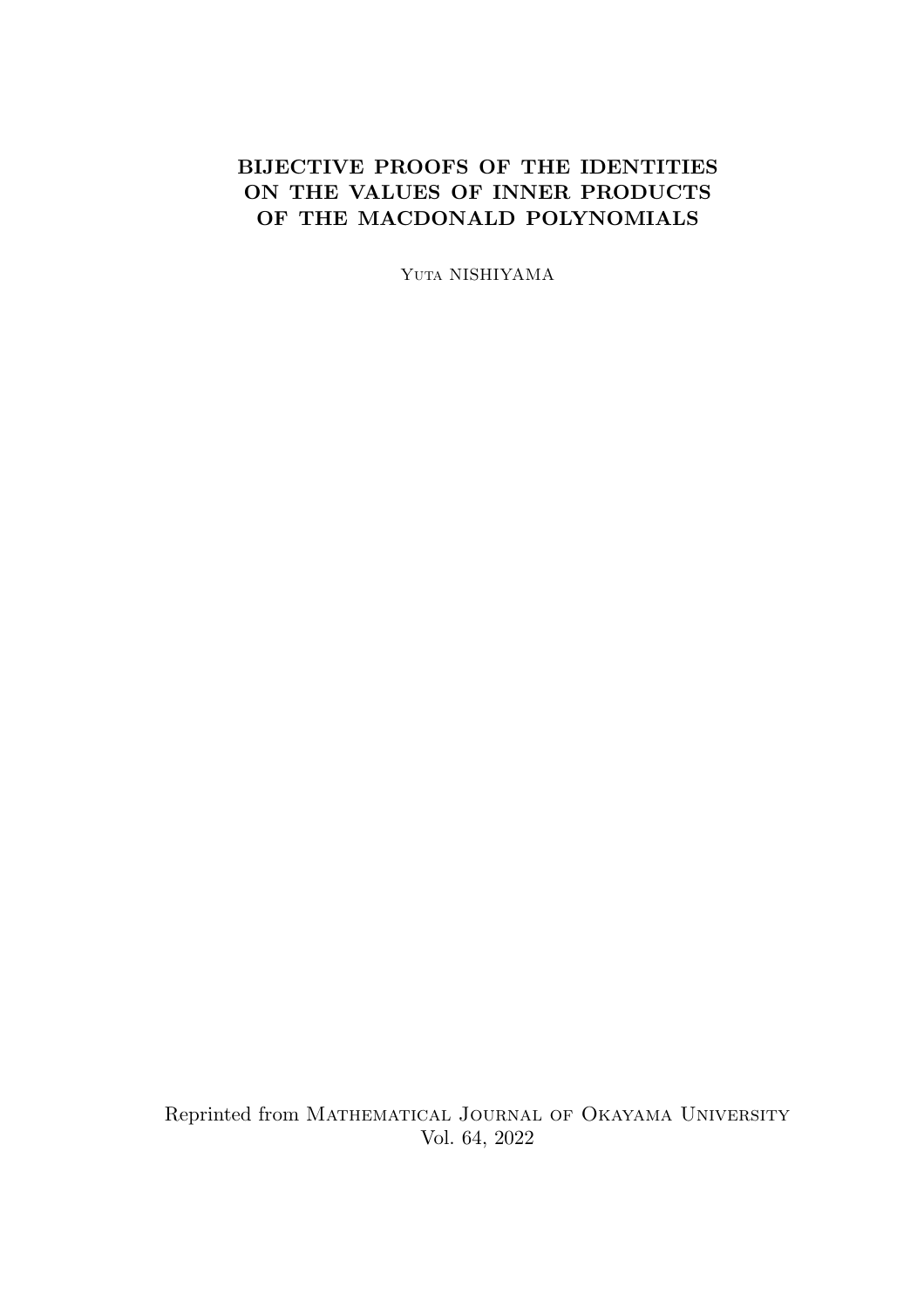**BIJECTIVE PROOFS OF THE IDENTITIES ON THE VALUES OF INNER PRODUCTS OF THE MACDONALD POLYNOMIALS**

Yuta NISHIYAMA

Reprinted from Mathematical Journal of Okayama University
Vol. 64, 2022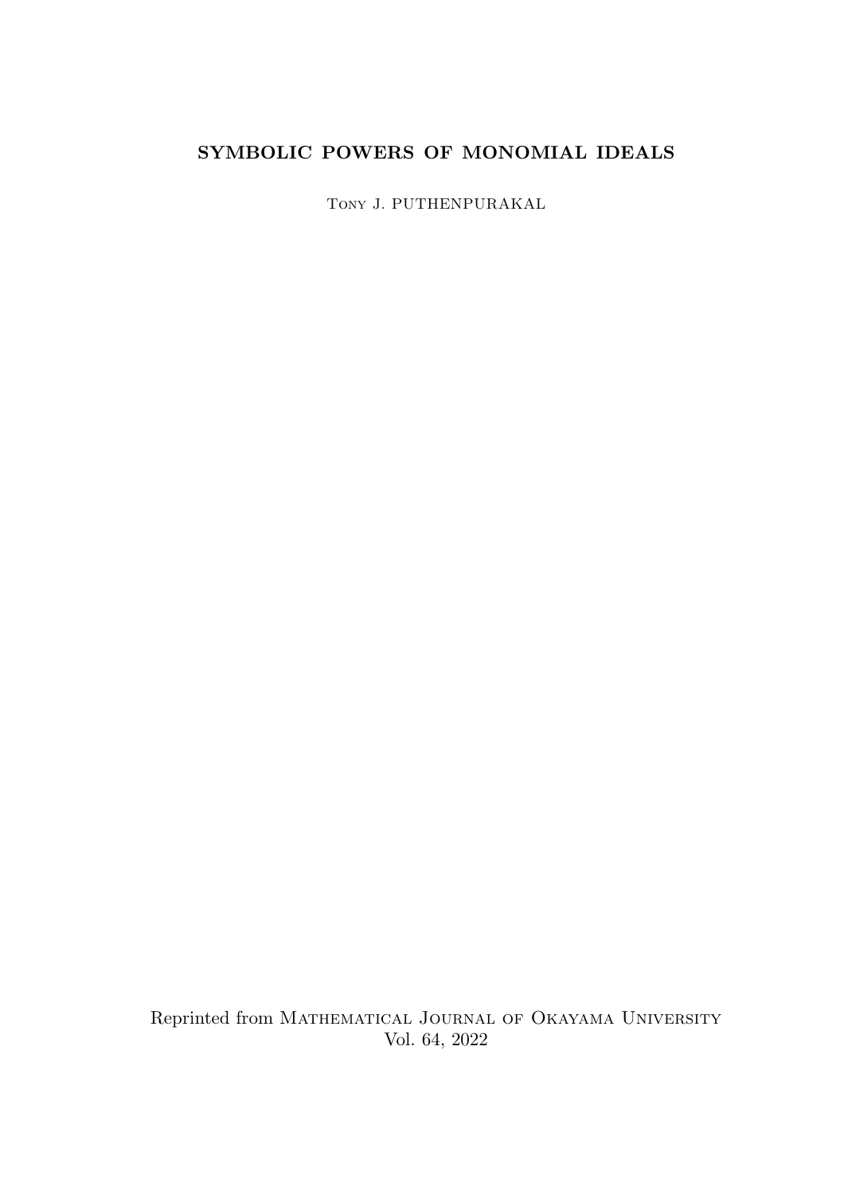**SYMBOLIC POWERS OF MONOMIAL IDEALS**

Tony J. PUTHENPURAKAL

Reprinted from Mathematical Journal of Okayama University
Vol. 64, 2022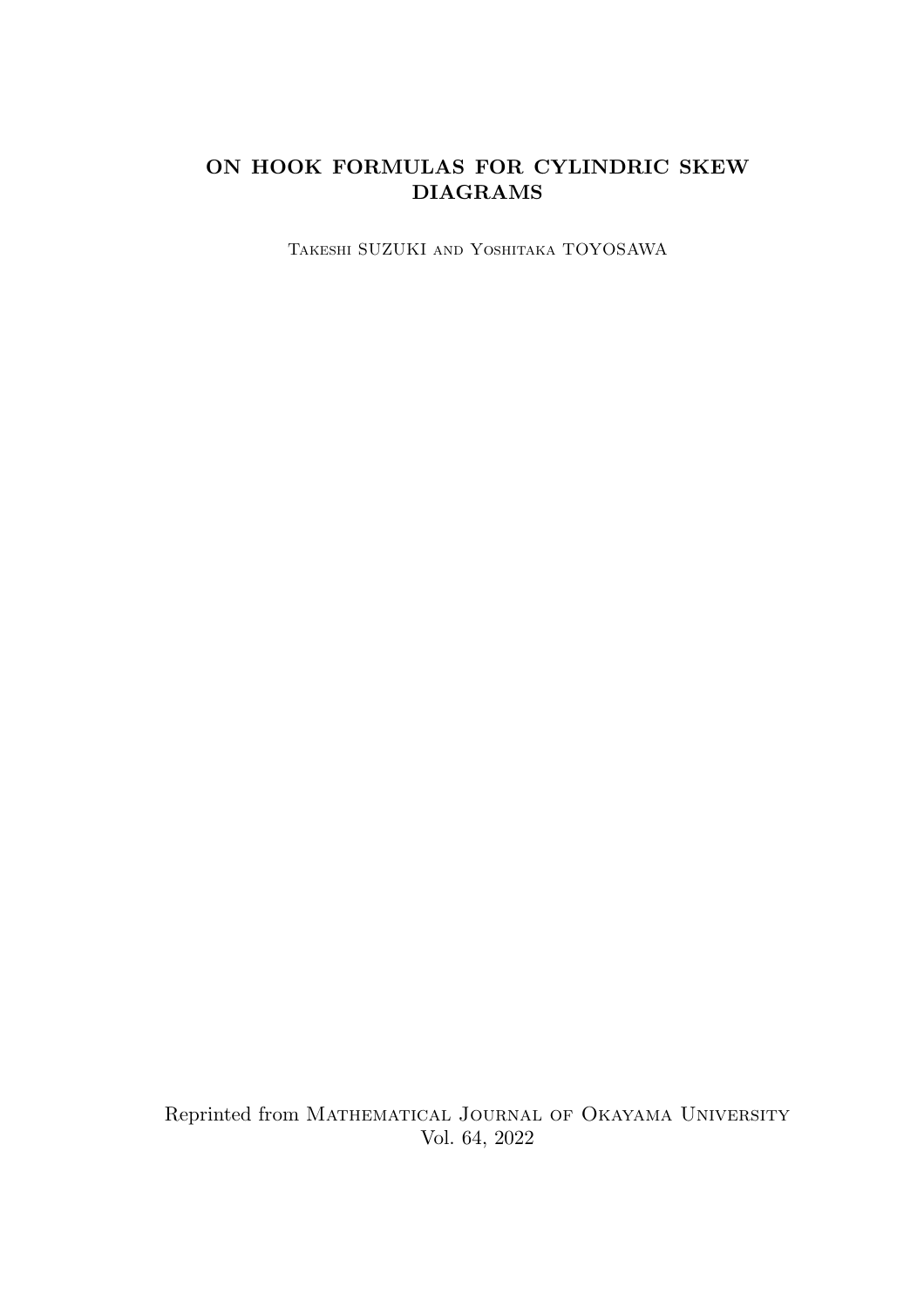# ON HOOK FORMULAS FOR CYLINDRIC SKEW DIAGRAMS

Takeshi SUZUKI and Yoshitaka TOYOSAWA

Reprinted from Mathematical Journal of Okayama University
Vol. 64, 2022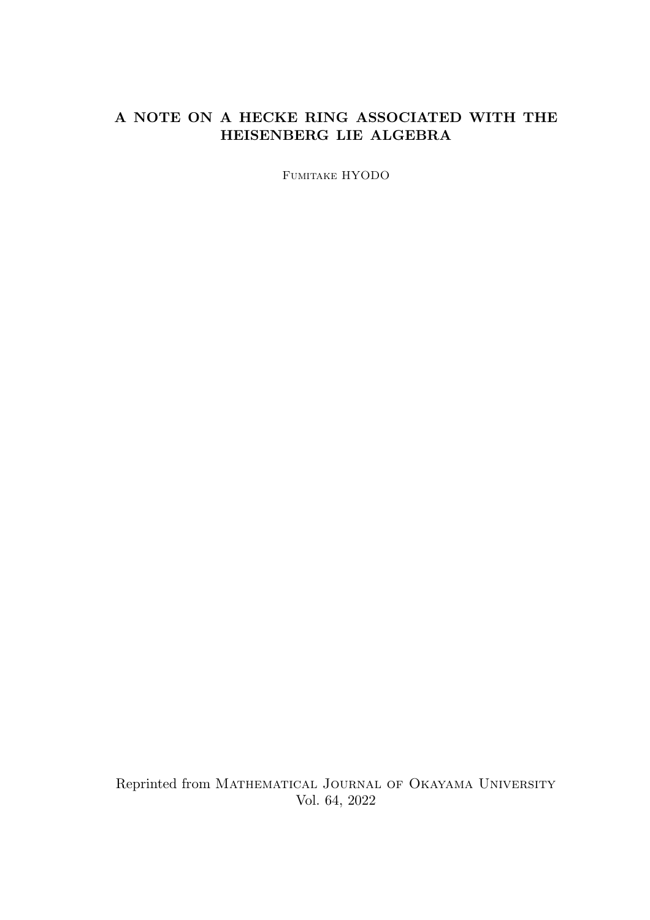# A NOTE ON A HECKE RING ASSOCIATED WITH THE HEISENBERG LIE ALGEBRA

Fumitake HYODO

Reprinted from Mathematical Journal of Okayama University
Vol. 64, 2022